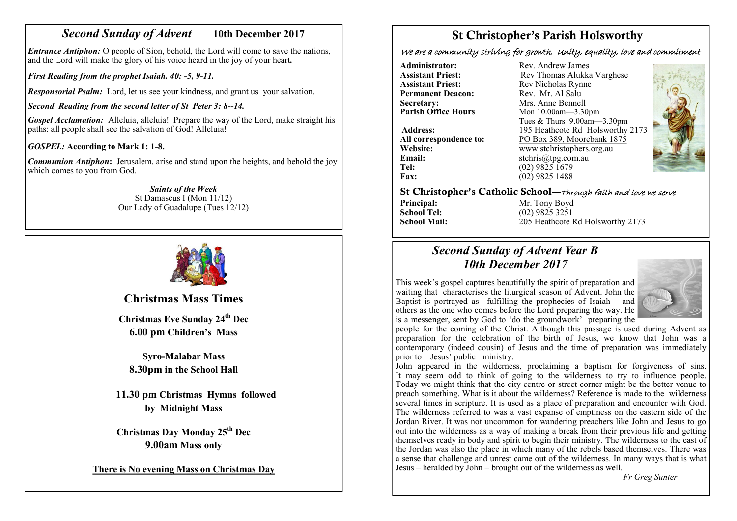## *Second Sunday of Advent* **10th December 2017**

***Entrance Antiphon:*** O people of Sion, behold, the Lord will come to save the nations, and the Lord will make the glory of his voice heard in the joy of your heart**.**

***First Reading from the prophet Isaiah. 40: -5, 9-11.***

***Responsorial Psalm:*** Lord, let us see your kindness, and grant us your salvation.

***Second Reading from the second letter of St Peter 3: 8--14.***

***Gospel Acclamation:*** Alleluia, alleluia! Prepare the way of the Lord, make straight his paths: all people shall see the salvation of God! Alleluia!

***GOSPEL:* According to Mark 1: 1-8.**

***Communion Antiphon*:** Jerusalem, arise and stand upon the heights, and behold the joy which comes to you from God.

***Saints of the Week***
St Damascus I (Mon 11/12)
Our Lady of Guadalupe (Tues 12/12)

## Christmas Mass Times

**Christmas Eve Sunday 24th Dec**
**6.00 pm Children's Mass**

**Syro-Malabar Mass**
**8.30pm in the School Hall**

**11.30 pm Christmas Hymns followed by Midnight Mass**

**Christmas Day Monday 25th Dec**
**9.00am Mass only**

**There is No evening Mass on Christmas Day**

# St Christopher's Parish Holsworthy

*We are a community striving for growth, Unity, equality, love and commitment*

**Administrator:** Rev. Andrew James
**Assistant Priest:** Rev Thomas Alukka Varghese
**Assistant Priest:** Rev Nicholas Rynne
**Permanent Deacon:** Rev. Mr. Al Salu
**Secretary:** Mrs. Anne Bennell
**Parish Office Hours** Mon 10.00am—3.30pm
Tues & Thurs 9.00am—3.30pm
**Address:** 195 Heathcote Rd Holsworthy 2173
**All correspondence to:** PO Box 389, Moorebank 1875
**Website:** www.stchristophers.org.au
**Email:** stchris@tpg.com.au
**Tel:** (02) 9825 1679
**Fax:** (02) 9825 1488

## St Christopher's Catholic School—*Through faith and love we serve*

**Principal:** Mr. Tony Boyd
**School Tel:** (02) 9825 3251
**School Mail:** 205 Heathcote Rd Holsworthy 2173

## *Second Sunday of Advent Year B*
## *10th December 2017*

This week's gospel captures beautifully the spirit of preparation and waiting that characterises the liturgical season of Advent. John the Baptist is portrayed as fulfilling the prophecies of Isaiah and others as the one who comes before the Lord preparing the way. He is a messenger, sent by God to 'do the groundwork' preparing the people for the coming of the Christ. Although this passage is used during Advent as preparation for the celebration of the birth of Jesus, we know that John was a contemporary (indeed cousin) of Jesus and the time of preparation was immediately prior to Jesus' public ministry.

John appeared in the wilderness, proclaiming a baptism for forgiveness of sins. It may seem odd to think of going to the wilderness to try to influence people. Today we might think that the city centre or street corner might be the better venue to preach something. What is it about the wilderness? Reference is made to the wilderness several times in scripture. It is used as a place of preparation and encounter with God. The wilderness referred to was a vast expanse of emptiness on the eastern side of the Jordan River. It was not uncommon for wandering preachers like John and Jesus to go out into the wilderness as a way of making a break from their previous life and getting themselves ready in body and spirit to begin their ministry. The wilderness to the east of the Jordan was also the place in which many of the rebels based themselves. There was a sense that challenge and unrest came out of the wilderness. In many ways that is what Jesus – heralded by John – brought out of the wilderness as well.

*Fr Greg Sunter*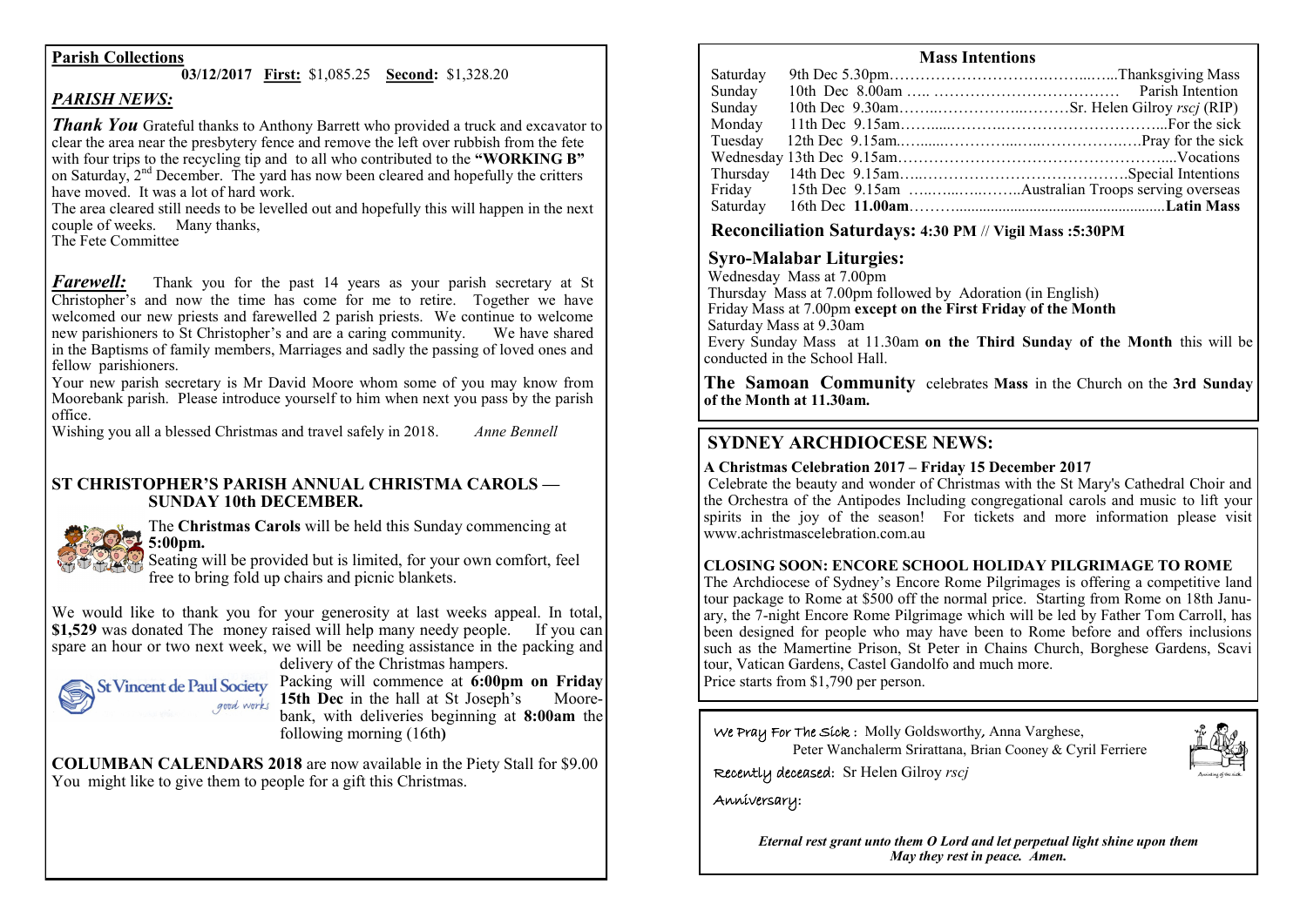**Parish Collections**

**03/12/2017 First:** $1,085.25 **Second:** $1,328.20

## *PARISH NEWS:*

***Thank You*** Grateful thanks to Anthony Barrett who provided a truck and excavator to clear the area near the presbytery fence and remove the left over rubbish from the fete with four trips to the recycling tip and to all who contributed to the **"WORKING B"** on Saturday, 2nd December. The yard has now been cleared and hopefully the critters have moved. It was a lot of hard work.

The area cleared still needs to be levelled out and hopefully this will happen in the next couple of weeks. Many thanks,

The Fete Committee

***Farewell:*** Thank you for the past 14 years as your parish secretary at St Christopher's and now the time has come for me to retire. Together we have welcomed our new priests and farewelled 2 parish priests. We continue to welcome new parishioners to St Christopher's and are a caring community. We have shared in the Baptisms of family members, Marriages and sadly the passing of loved ones and fellow parishioners.

Your new parish secretary is Mr David Moore whom some of you may know from Moorebank parish. Please introduce yourself to him when next you pass by the parish office.

Wishing you all a blessed Christmas and travel safely in 2018. *Anne Bennell*

### ST CHRISTOPHER'S PARISH ANNUAL CHRISTMA CAROLS — SUNDAY 10th DECEMBER.

The **Christmas Carols** will be held this Sunday commencing at **5:00pm.**

Seating will be provided but is limited, for your own comfort, feel free to bring fold up chairs and picnic blankets.

We would like to thank you for your generosity at last weeks appeal. In total, **$1,529** was donated The money raised will help many needy people. If you can spare an hour or two next week, we will be needing assistance in the packing and delivery of the Christmas hampers.

St Vincent de Paul Society *good works*

Packing will commence at **6:00pm on Friday 15th Dec** in the hall at St Joseph's Moorebank, with deliveries beginning at **8:00am** the following morning (16th**)**

**COLUMBAN CALENDARS 2018** are now available in the Piety Stall for $9.00 You might like to give them to people for a gift this Christmas.

## Mass Intentions

| | | |
|---|---|---|
| Saturday | 9th Dec 5.30pm | Thanksgiving Mass |
| Sunday | 10th Dec 8.00am | Parish Intention |
| Sunday | 10th Dec 9.30am | Sr. Helen Gilroy *rscj* (RIP) |
| Monday | 11th Dec 9.15am | For the sick |
| Tuesday | 12th Dec 9.15am | Pray for the sick |
| Wednesday | 13th Dec 9.15am | Vocations |
| Thursday | 14th Dec 9.15am | Special Intentions |
| Friday | 15th Dec 9.15am | Australian Troops serving overseas |
| Saturday | 16th Dec **11.00am** | **Latin Mass** |

**Reconciliation Saturdays: 4:30 PM // Vigil Mass :5:30PM**

### Syro-Malabar Liturgies:

Wednesday Mass at 7.00pm

Thursday Mass at 7.00pm followed by Adoration (in English)

Friday Mass at 7.00pm **except on the First Friday of the Month**

Saturday Mass at 9.30am

Every Sunday Mass at 11.30am **on the Third Sunday of the Month** this will be conducted in the School Hall.

**The Samoan Community** celebrates **Mass** in the Church on the **3rd Sunday of the Month at 11.30am.**

## SYDNEY ARCHDIOCESE NEWS:

**A Christmas Celebration 2017 – Friday 15 December 2017**

Celebrate the beauty and wonder of Christmas with the St Mary's Cathedral Choir and the Orchestra of the Antipodes Including congregational carols and music to lift your spirits in the joy of the season! For tickets and more information please visit www.achristmascelebration.com.au

**CLOSING SOON: ENCORE SCHOOL HOLIDAY PILGRIMAGE TO ROME**

The Archdiocese of Sydney's Encore Rome Pilgrimages is offering a competitive land tour package to Rome at $500 off the normal price. Starting from Rome on 18th January, the 7-night Encore Rome Pilgrimage which will be led by Father Tom Carroll, has been designed for people who may have been to Rome before and offers inclusions such as the Mamertine Prison, St Peter in Chains Church, Borghese Gardens, Scavi tour, Vatican Gardens, Castel Gandolfo and much more.

Price starts from $1,790 per person.

We Pray For The Sick : Molly Goldsworthy, Anna Varghese, Peter Wanchalerm Srirattana, Brian Cooney & Cyril Ferriere

Recently deceased: Sr Helen Gilroy *rscj*

Anniversary:

*Eternal rest grant unto them O Lord and let perpetual light shine upon them May they rest in peace. Amen.*